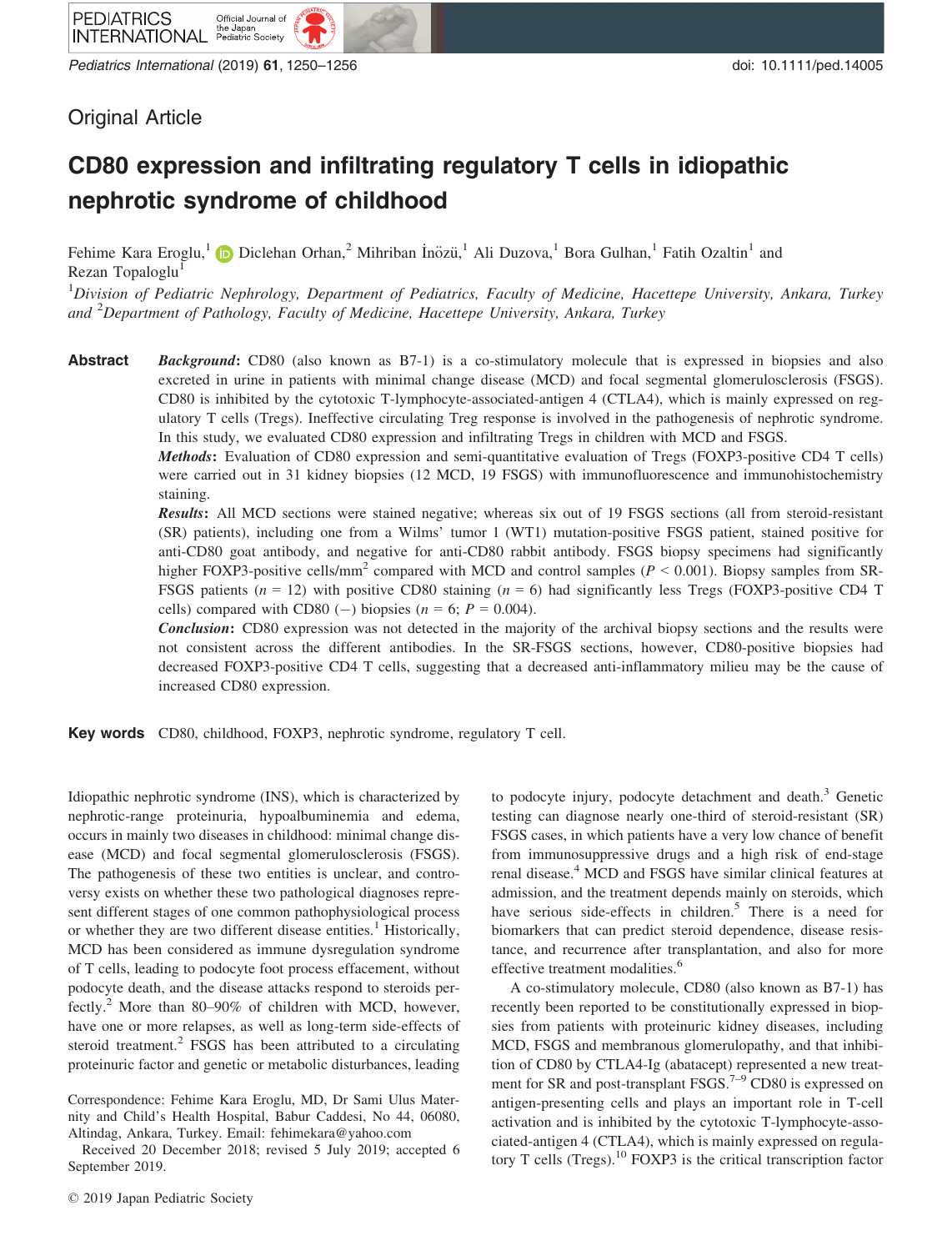Original Article

# CD80 expression and infiltrating regulatory T cells in idiopathic nephrotic syndrome of childhood

Fehime Kara Eroglu,[1] Diclehan Orhan,[2] Mihriban İnözü,[1] Ali Duzova,[1] Bora Gulhan,[1] Fatih Ozaltin[1] and Rezan Topaloglu[1]

[1]*Division of Pediatric Nephrology, Department of Pediatrics, Faculty of Medicine, Hacettepe University, Ankara, Turkey and* [2]*Department of Pathology, Faculty of Medicine, Hacettepe University, Ankara, Turkey*

**Abstract**

***Background*:** CD80 (also known as B7-1) is a co-stimulatory molecule that is expressed in biopsies and also excreted in urine in patients with minimal change disease (MCD) and focal segmental glomerulosclerosis (FSGS). CD80 is inhibited by the cytotoxic T-lymphocyte-associated-antigen 4 (CTLA4), which is mainly expressed on regulatory T cells (Tregs). Ineffective circulating Treg response is involved in the pathogenesis of nephrotic syndrome. In this study, we evaluated CD80 expression and infiltrating Tregs in children with MCD and FSGS.

***Methods*:** Evaluation of CD80 expression and semi-quantitative evaluation of Tregs (FOXP3-positive CD4 T cells) were carried out in 31 kidney biopsies (12 MCD, 19 FSGS) with immunofluorescence and immunohistochemistry staining.

***Results*:** All MCD sections were stained negative; whereas six out of 19 FSGS sections (all from steroid-resistant (SR) patients), including one from a Wilms' tumor 1 (WT1) mutation-positive FSGS patient, stained positive for anti-CD80 goat antibody, and negative for anti-CD80 rabbit antibody. FSGS biopsy specimens had significantly higher FOXP3-positive cells/mm$^2$ compared with MCD and control samples ($P$ < 0.001). Biopsy samples from SR-FSGS patients ($n$ = 12) with positive CD80 staining ($n$ = 6) had significantly less Tregs (FOXP3-positive CD4 T cells) compared with CD80 (−) biopsies ($n$ = 6; $P$ = 0.004).

***Conclusion*:** CD80 expression was not detected in the majority of the archival biopsy sections and the results were not consistent across the different antibodies. In the SR-FSGS sections, however, CD80-positive biopsies had decreased FOXP3-positive CD4 T cells, suggesting that a decreased anti-inflammatory milieu may be the cause of increased CD80 expression.

**Key words** CD80, childhood, FOXP3, nephrotic syndrome, regulatory T cell.

Idiopathic nephrotic syndrome (INS), which is characterized by nephrotic-range proteinuria, hypoalbuminemia and edema, occurs in mainly two diseases in childhood: minimal change disease (MCD) and focal segmental glomerulosclerosis (FSGS). The pathogenesis of these two entities is unclear, and controversy exists on whether these two pathological diagnoses represent different stages of one common pathophysiological process or whether they are two different disease entities.[1] Historically, MCD has been considered as immune dysregulation syndrome of T cells, leading to podocyte foot process effacement, without podocyte death, and the disease attacks respond to steroids perfectly.[2] More than 80–90% of children with MCD, however, have one or more relapses, as well as long-term side-effects of steroid treatment.[2] FSGS has been attributed to a circulating proteinuric factor and genetic or metabolic disturbances, leading to podocyte injury, podocyte detachment and death.[3] Genetic testing can diagnose nearly one-third of steroid-resistant (SR) FSGS cases, in which patients have a very low chance of benefit from immunosuppressive drugs and a high risk of end-stage renal disease.[4] MCD and FSGS have similar clinical features at admission, and the treatment depends mainly on steroids, which have serious side-effects in children.[5] There is a need for biomarkers that can predict steroid dependence, disease resistance, and recurrence after transplantation, and also for more effective treatment modalities.[6]

A co-stimulatory molecule, CD80 (also known as B7-1) has recently been reported to be constitutionally expressed in biopsies from patients with proteinuric kidney diseases, including MCD, FSGS and membranous glomerulopathy, and that inhibition of CD80 by CTLA4-Ig (abatacept) represented a new treatment for SR and post-transplant FSGS.[7–9] CD80 is expressed on antigen-presenting cells and plays an important role in T-cell activation and is inhibited by the cytotoxic T-lymphocyte-associated-antigen 4 (CTLA4), which is mainly expressed on regulatory T cells (Tregs).[10] FOXP3 is the critical transcription factor

Correspondence: Fehime Kara Eroglu, MD, Dr Sami Ulus Maternity and Child's Health Hospital, Babur Caddesi, No 44, 06080, Altindag, Ankara, Turkey. Email: fehimekara@yahoo.com

Received 20 December 2018; revised 5 July 2019; accepted 6 September 2019.

© 2019 Japan Pediatric Society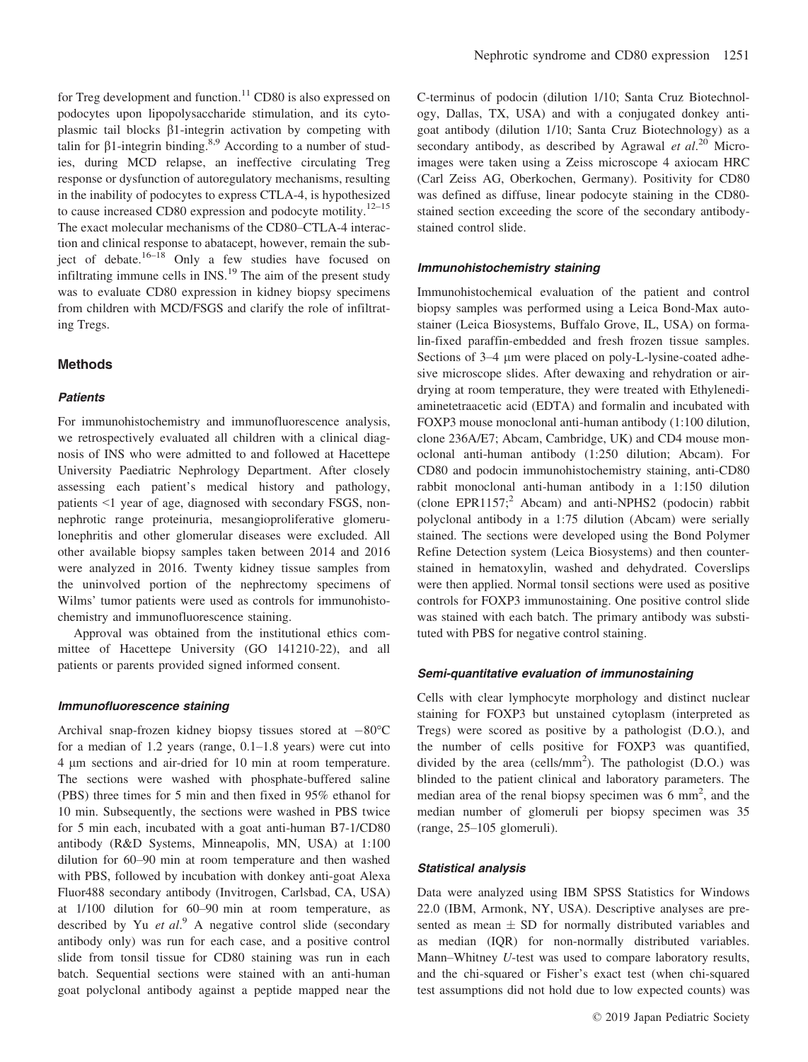for Treg development and function.[11] CD80 is also expressed on podocytes upon lipopolysaccharide stimulation, and its cytoplasmic tail blocks β1-integrin activation by competing with talin for β1-integrin binding.[8,9] According to a number of studies, during MCD relapse, an ineffective circulating Treg response or dysfunction of autoregulatory mechanisms, resulting in the inability of podocytes to express CTLA-4, is hypothesized to cause increased CD80 expression and podocyte motility.[12–15] The exact molecular mechanisms of the CD80–CTLA-4 interaction and clinical response to abatacept, however, remain the subject of debate.[16–18] Only a few studies have focused on infiltrating immune cells in INS.[19] The aim of the present study was to evaluate CD80 expression in kidney biopsy specimens from children with MCD/FSGS and clarify the role of infiltrating Tregs.

## Methods

### *Patients*

For immunohistochemistry and immunofluorescence analysis, we retrospectively evaluated all children with a clinical diagnosis of INS who were admitted to and followed at Hacettepe University Paediatric Nephrology Department. After closely assessing each patient's medical history and pathology, patients <1 year of age, diagnosed with secondary FSGS, non-nephrotic range proteinuria, mesangioproliferative glomerulonephritis and other glomerular diseases were excluded. All other available biopsy samples taken between 2014 and 2016 were analyzed in 2016. Twenty kidney tissue samples from the uninvolved portion of the nephrectomy specimens of Wilms' tumor patients were used as controls for immunohistochemistry and immunofluorescence staining.

Approval was obtained from the institutional ethics committee of Hacettepe University (GO 141210-22), and all patients or parents provided signed informed consent.

### *Immunofluorescence staining*

Archival snap-frozen kidney biopsy tissues stored at −80°C for a median of 1.2 years (range, 0.1–1.8 years) were cut into 4 μm sections and air-dried for 10 min at room temperature. The sections were washed with phosphate-buffered saline (PBS) three times for 5 min and then fixed in 95% ethanol for 10 min. Subsequently, the sections were washed in PBS twice for 5 min each, incubated with a goat anti-human B7-1/CD80 antibody (R&D Systems, Minneapolis, MN, USA) at 1:100 dilution for 60–90 min at room temperature and then washed with PBS, followed by incubation with donkey anti-goat Alexa Fluor488 secondary antibody (Invitrogen, Carlsbad, CA, USA) at 1/100 dilution for 60–90 min at room temperature, as described by Yu *et al*.[9] A negative control slide (secondary antibody only) was run for each case, and a positive control slide from tonsil tissue for CD80 staining was run in each batch. Sequential sections were stained with an anti-human goat polyclonal antibody against a peptide mapped near the C-terminus of podocin (dilution 1/10; Santa Cruz Biotechnology, Dallas, TX, USA) and with a conjugated donkey anti-goat antibody (dilution 1/10; Santa Cruz Biotechnology) as a secondary antibody, as described by Agrawal *et al*.[20] Microimages were taken using a Zeiss microscope 4 axiocam HRC (Carl Zeiss AG, Oberkochen, Germany). Positivity for CD80 was defined as diffuse, linear podocyte staining in the CD80-stained section exceeding the score of the secondary antibody-stained control slide.

### *Immunohistochemistry staining*

Immunohistochemical evaluation of the patient and control biopsy samples was performed using a Leica Bond-Max autostainer (Leica Biosystems, Buffalo Grove, IL, USA) on formalin-fixed paraffin-embedded and fresh frozen tissue samples. Sections of 3–4 μm were placed on poly-L-lysine-coated adhesive microscope slides. After dewaxing and rehydration or air-drying at room temperature, they were treated with Ethylenediaminetetraacetic acid (EDTA) and formalin and incubated with FOXP3 mouse monoclonal anti-human antibody (1:100 dilution, clone 236A/E7; Abcam, Cambridge, UK) and CD4 mouse monoclonal anti-human antibody (1:250 dilution; Abcam). For CD80 and podocin immunohistochemistry staining, anti-CD80 rabbit monoclonal anti-human antibody in a 1:150 dilution (clone EPR1157;[2] Abcam) and anti-NPHS2 (podocin) rabbit polyclonal antibody in a 1:75 dilution (Abcam) were serially stained. The sections were developed using the Bond Polymer Refine Detection system (Leica Biosystems) and then counterstained in hematoxylin, washed and dehydrated. Coverslips were then applied. Normal tonsil sections were used as positive controls for FOXP3 immunostaining. One positive control slide was stained with each batch. The primary antibody was substituted with PBS for negative control staining.

### *Semi-quantitative evaluation of immunostaining*

Cells with clear lymphocyte morphology and distinct nuclear staining for FOXP3 but unstained cytoplasm (interpreted as Tregs) were scored as positive by a pathologist (D.O.), and the number of cells positive for FOXP3 was quantified, divided by the area (cells/mm$^2$). The pathologist (D.O.) was blinded to the patient clinical and laboratory parameters. The median area of the renal biopsy specimen was 6 mm$^2$, and the median number of glomeruli per biopsy specimen was 35 (range, 25–105 glomeruli).

### *Statistical analysis*

Data were analyzed using IBM SPSS Statistics for Windows 22.0 (IBM, Armonk, NY, USA). Descriptive analyses are presented as mean ± SD for normally distributed variables and as median (IQR) for non-normally distributed variables. Mann–Whitney *U*-test was used to compare laboratory results, and the chi-squared or Fisher's exact test (when chi-squared test assumptions did not hold due to low expected counts) was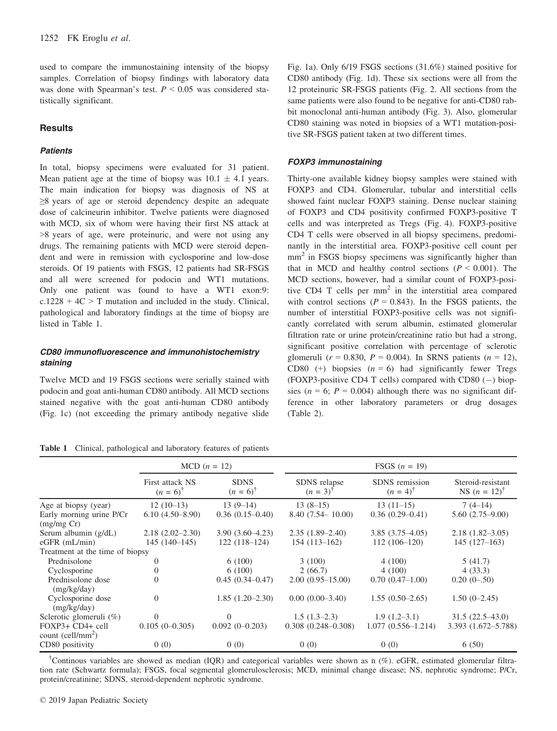used to compare the immunostaining intensity of the biopsy samples. Correlation of biopsy findings with laboratory data was done with Spearman's test. $P < 0.05$ was considered statistically significant.

## Results

### Patients

In total, biopsy specimens were evaluated for 31 patient. Mean patient age at the time of biopsy was $10.1 \pm 4.1$ years. The main indication for biopsy was diagnosis of NS at ≥8 years of age or steroid dependency despite an adequate dose of calcineurin inhibitor. Twelve patients were diagnosed with MCD, six of whom were having their first NS attack at >8 years of age, were proteinuric, and were not using any drugs. The remaining patients with MCD were steroid dependent and were in remission with cyclosporine and low-dose steroids. Of 19 patients with FSGS, 12 patients had SR-FSGS and all were screened for podocin and WT1 mutations. Only one patient was found to have a WT1 exon:9: c.1228 + 4C > T mutation and included in the study. Clinical, pathological and laboratory findings at the time of biopsy are listed in Table 1.

### CD80 immunofluorescence and immunohistochemistry staining

Twelve MCD and 19 FSGS sections were serially stained with podocin and goat anti-human CD80 antibody. All MCD sections stained negative with the goat anti-human CD80 antibody (Fig. 1c) (not exceeding the primary antibody negative slide Fig. 1a). Only 6/19 FSGS sections (31.6%) stained positive for CD80 antibody (Fig. 1d). These six sections were all from the 12 proteinuric SR-FSGS patients (Fig. 2. All sections from the same patients were also found to be negative for anti-CD80 rabbit monoclonal anti-human antibody (Fig. 3). Also, glomerular CD80 staining was noted in biopsies of a WT1 mutation-positive SR-FSGS patient taken at two different times.

### FOXP3 immunostaining

Thirty-one available kidney biopsy samples were stained with FOXP3 and CD4. Glomerular, tubular and interstitial cells showed faint nuclear FOXP3 staining. Dense nuclear staining of FOXP3 and CD4 positivity confirmed FOXP3-positive T cells and was interpreted as Tregs (Fig. 4). FOXP3-positive CD4 T cells were observed in all biopsy specimens, predominantly in the interstitial area. FOXP3-positive cell count per $mm^2$ in FSGS biopsy specimens was significantly higher than that in MCD and healthy control sections ($P < 0.001$). The MCD sections, however, had a similar count of FOXP3-positive CD4 T cells per $mm^2$ in the interstitial area compared with control sections ($P = 0.843$). In the FSGS patients, the number of interstitial FOXP3-positive cells was not significantly correlated with serum albumin, estimated glomerular filtration rate or urine protein/creatinine ratio but had a strong, significant positive correlation with percentage of sclerotic glomeruli ($r = 0.830$, $P = 0.004$). In SRNS patients ($n = 12$), CD80 (+) biopsies ($n = 6$) had significantly fewer Tregs (FOXP3-positive CD4 T cells) compared with CD80 (−) biopsies ($n = 6$; $P = 0.004$) although there was no significant difference in other laboratory parameters or drug dosages (Table 2).

**Table 1** Clinical, pathological and laboratory features of patients

| | MCD ($n$ = 12) | | FSGS ($n$ = 19) | | |
|---|---|---|---|---|---|
| | First attack NS ($n$ = 6)† | SDNS ($n$ = 6)† | SDNS relapse ($n$ = 3)† | SDNS remission ($n$ = 4)† | Steroid-resistant NS ($n$ = 12)† |
| Age at biopsy (year) | 12 (10–13) | 13 (9–14) | 13 (8–15) | 13 (11–15) | 7 (4–14) |
| Early morning urine P/Cr (mg/mg Cr) | 6.10 (4.50–8.90) | 0.36 (0.15–0.40) | 8.40 (7.54– 10.00) | 0.36 (0.29–0.41) | 5.60 (2.75–9.00) |
| Serum albumin (g/dL) | 2.18 (2.02–2.30) | 3.90 (3.60–4.23) | 2.35 (1.89–2.40) | 3.85 (3.75–4.05) | 2.18 (1.82–3.05) |
| eGFR (mL/min) | 145 (140–145) | 122 (118–124) | 154 (113–162) | 112 (106–120) | 145 (127–163) |
| Treatment at the time of biopsy | | | | | |
| Prednisolone | 0 | 6 (100) | 3 (100) | 4 (100) | 5 (41.7) |
| Cyclosporine | 0 | 6 (100) | 2 (66.7) | 4 (100) | 4 (33.3) |
| Prednisolone dose (mg/kg/day) | 0 | 0.45 (0.34–0.47) | 2.00 (0.95–15.00) | 0.70 (0.47–1.00) | 0.20 (0–.50) |
| Cyclosporine dose (mg/kg/day) | 0 | 1.85 (1.20–2.30) | 0.00 (0.00–3.40) | 1.55 (0.50–2.65) | 1.50 (0–2.45) |
| Sclerotic glomeruli (%) | 0 | 0 | 1.5 (1.3–2.3) | 1.9 (1.2–3.1) | 31.5 (22.5–43.0) |
| FOXP3+ CD4+ cell count (cell/$mm^2$) | 0.105 (0–0.305) | 0.092 (0–0.203) | 0.308 (0.248–0.308) | 1.077 (0.556–1.214) | 3.393 (1.672–5.788) |
| CD80 positivity | 0 (0) | 0 (0) | 0 (0) | 0 (0) | 6 (50) |

†Continous variables are showed as median (IQR) and categorical variables were shown as n (%). eGFR, estimated glomerular filtration rate (Schwartz formula); FSGS, focal segmental glomerulosclerosis; MCD, minimal change disease; NS, nephrotic syndrome; P/Cr, protein/creatinine; SDNS, steroid-dependent nephrotic syndrome.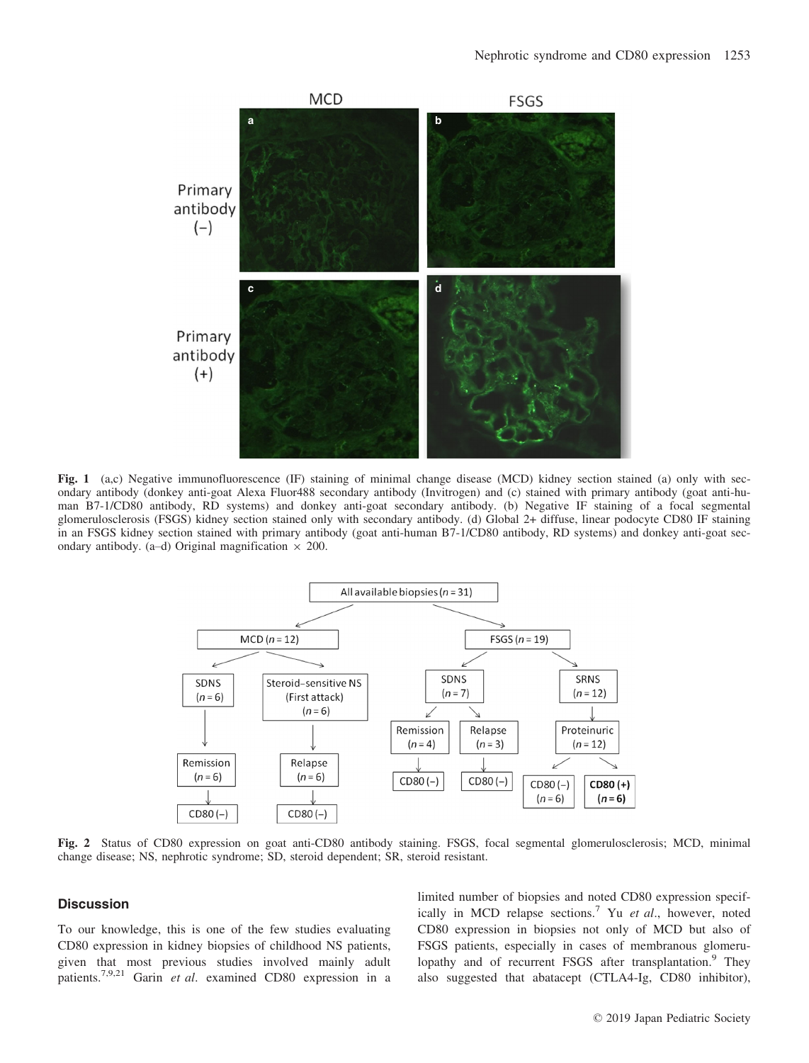**Fig. 1** (a,c) Negative immunofluorescence (IF) staining of minimal change disease (MCD) kidney section stained (a) only with secondary antibody (donkey anti-goat Alexa Fluor488 secondary antibody (Invitrogen) and (c) stained with primary antibody (goat anti-human B7-1/CD80 antibody, RD systems) and donkey anti-goat secondary antibody. (b) Negative IF staining of a focal segmental glomerulosclerosis (FSGS) kidney section stained only with secondary antibody. (d) Global 2+ diffuse, linear podocyte CD80 IF staining in an FSGS kidney section stained with primary antibody (goat anti-human B7-1/CD80 antibody, RD systems) and donkey anti-goat secondary antibody. (a–d) Original magnification × 200.

**Fig. 2** Status of CD80 expression on goat anti-CD80 antibody staining. FSGS, focal segmental glomerulosclerosis; MCD, minimal change disease; NS, nephrotic syndrome; SD, steroid dependent; SR, steroid resistant.

## Discussion

To our knowledge, this is one of the few studies evaluating CD80 expression in kidney biopsies of childhood NS patients, given that most previous studies involved mainly adult patients.[7,9,21] Garin *et al*. examined CD80 expression in a limited number of biopsies and noted CD80 expression specifically in MCD relapse sections.[7] Yu *et al*., however, noted CD80 expression in biopsies not only of MCD but also of FSGS patients, especially in cases of membranous glomerulopathy and of recurrent FSGS after transplantation.[9] They also suggested that abatacept (CTLA4-Ig, CD80 inhibitor),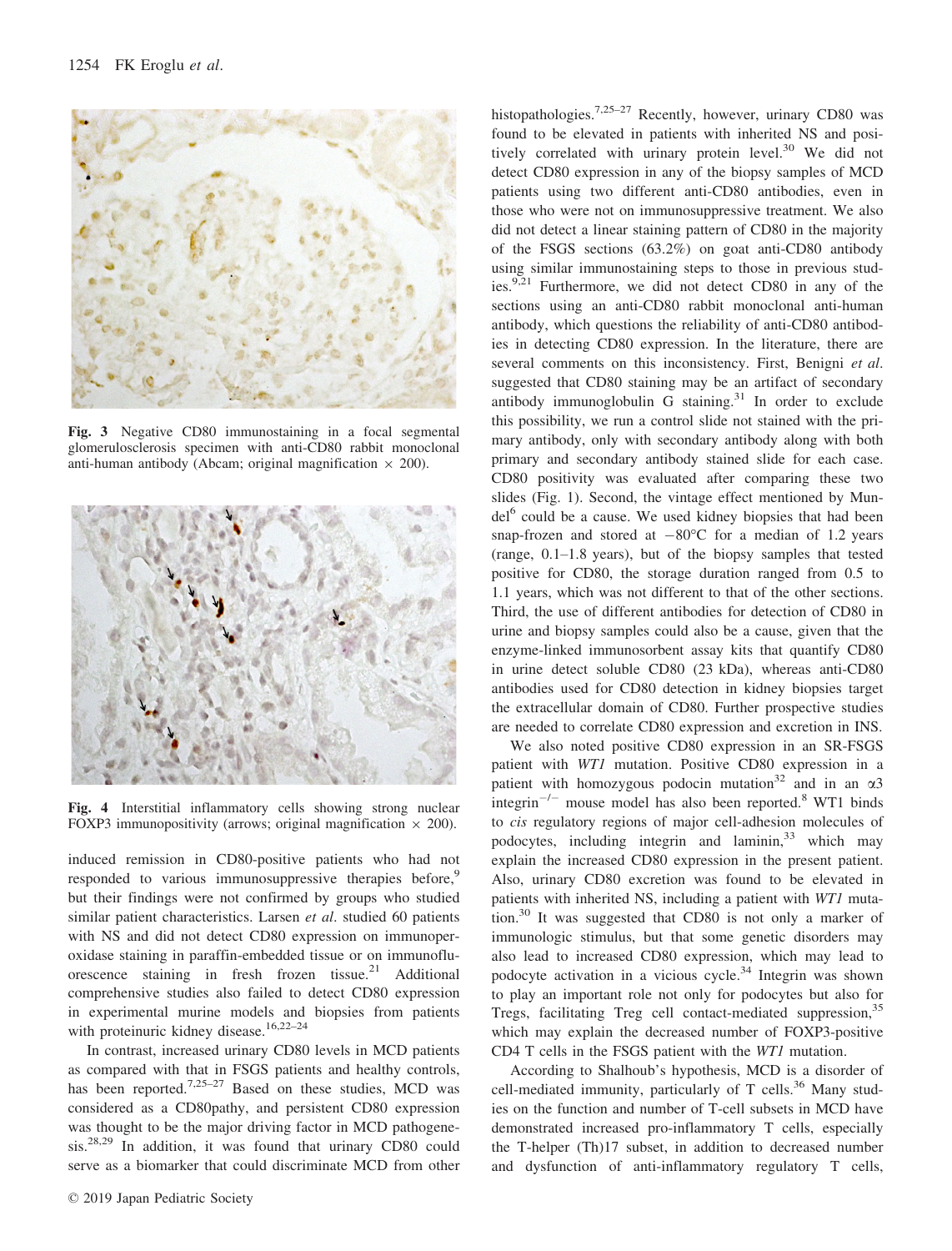Fig. 3 Negative CD80 immunostaining in a focal segmental glomerulosclerosis specimen with anti-CD80 rabbit monoclonal anti-human antibody (Abcam; original magnification × 200).

Fig. 4 Interstitial inflammatory cells showing strong nuclear FOXP3 immunopositivity (arrows; original magnification × 200).

induced remission in CD80-positive patients who had not responded to various immunosuppressive therapies before,[9] but their findings were not confirmed by groups who studied similar patient characteristics. Larsen *et al*. studied 60 patients with NS and did not detect CD80 expression on immunoperoxidase staining in paraffin-embedded tissue or on immunofluorescence staining in fresh frozen tissue.[21] Additional comprehensive studies also failed to detect CD80 expression in experimental murine models and biopsies from patients with proteinuric kidney disease.[16,22–24]

In contrast, increased urinary CD80 levels in MCD patients as compared with that in FSGS patients and healthy controls, has been reported.[7,25–27] Based on these studies, MCD was considered as a CD80pathy, and persistent CD80 expression was thought to be the major driving factor in MCD pathogenesis.[28,29] In addition, it was found that urinary CD80 could serve as a biomarker that could discriminate MCD from other histopathologies.[7,25–27] Recently, however, urinary CD80 was found to be elevated in patients with inherited NS and positively correlated with urinary protein level.[30] We did not detect CD80 expression in any of the biopsy samples of MCD patients using two different anti-CD80 antibodies, even in those who were not on immunosuppressive treatment. We also did not detect a linear staining pattern of CD80 in the majority of the FSGS sections (63.2%) on goat anti-CD80 antibody using similar immunostaining steps to those in previous studies.[9,21] Furthermore, we did not detect CD80 in any of the sections using an anti-CD80 rabbit monoclonal anti-human antibody, which questions the reliability of anti-CD80 antibodies in detecting CD80 expression. In the literature, there are several comments on this inconsistency. First, Benigni *et al*. suggested that CD80 staining may be an artifact of secondary antibody immunoglobulin G staining.[31] In order to exclude this possibility, we run a control slide not stained with the primary antibody, only with secondary antibody along with both primary and secondary antibody stained slide for each case. CD80 positivity was evaluated after comparing these two slides (Fig. 1). Second, the vintage effect mentioned by Mundel[6] could be a cause. We used kidney biopsies that had been snap-frozen and stored at −80°C for a median of 1.2 years (range, 0.1–1.8 years), but of the biopsy samples that tested positive for CD80, the storage duration ranged from 0.5 to 1.1 years, which was not different to that of the other sections. Third, the use of different antibodies for detection of CD80 in urine and biopsy samples could also be a cause, given that the enzyme-linked immunosorbent assay kits that quantify CD80 in urine detect soluble CD80 (23 kDa), whereas anti-CD80 antibodies used for CD80 detection in kidney biopsies target the extracellular domain of CD80. Further prospective studies are needed to correlate CD80 expression and excretion in INS.

We also noted positive CD80 expression in an SR-FSGS patient with *WT1* mutation. Positive CD80 expression in a patient with homozygous podocin mutation[32] and in an α3 integrin$^{-/-}$ mouse model has also been reported.[8] WT1 binds to *cis* regulatory regions of major cell-adhesion molecules of podocytes, including integrin and laminin,[33] which may explain the increased CD80 expression in the present patient. Also, urinary CD80 excretion was found to be elevated in patients with inherited NS, including a patient with *WT1* mutation.[30] It was suggested that CD80 is not only a marker of immunologic stimulus, but that some genetic disorders may also lead to increased CD80 expression, which may lead to podocyte activation in a vicious cycle.[34] Integrin was shown to play an important role not only for podocytes but also for Tregs, facilitating Treg cell contact-mediated suppression,[35] which may explain the decreased number of FOXP3-positive CD4 T cells in the FSGS patient with the *WT1* mutation.

According to Shalhoub's hypothesis, MCD is a disorder of cell-mediated immunity, particularly of T cells.[36] Many studies on the function and number of T-cell subsets in MCD have demonstrated increased pro-inflammatory T cells, especially the T-helper (Th)17 subset, in addition to decreased number and dysfunction of anti-inflammatory regulatory T cells,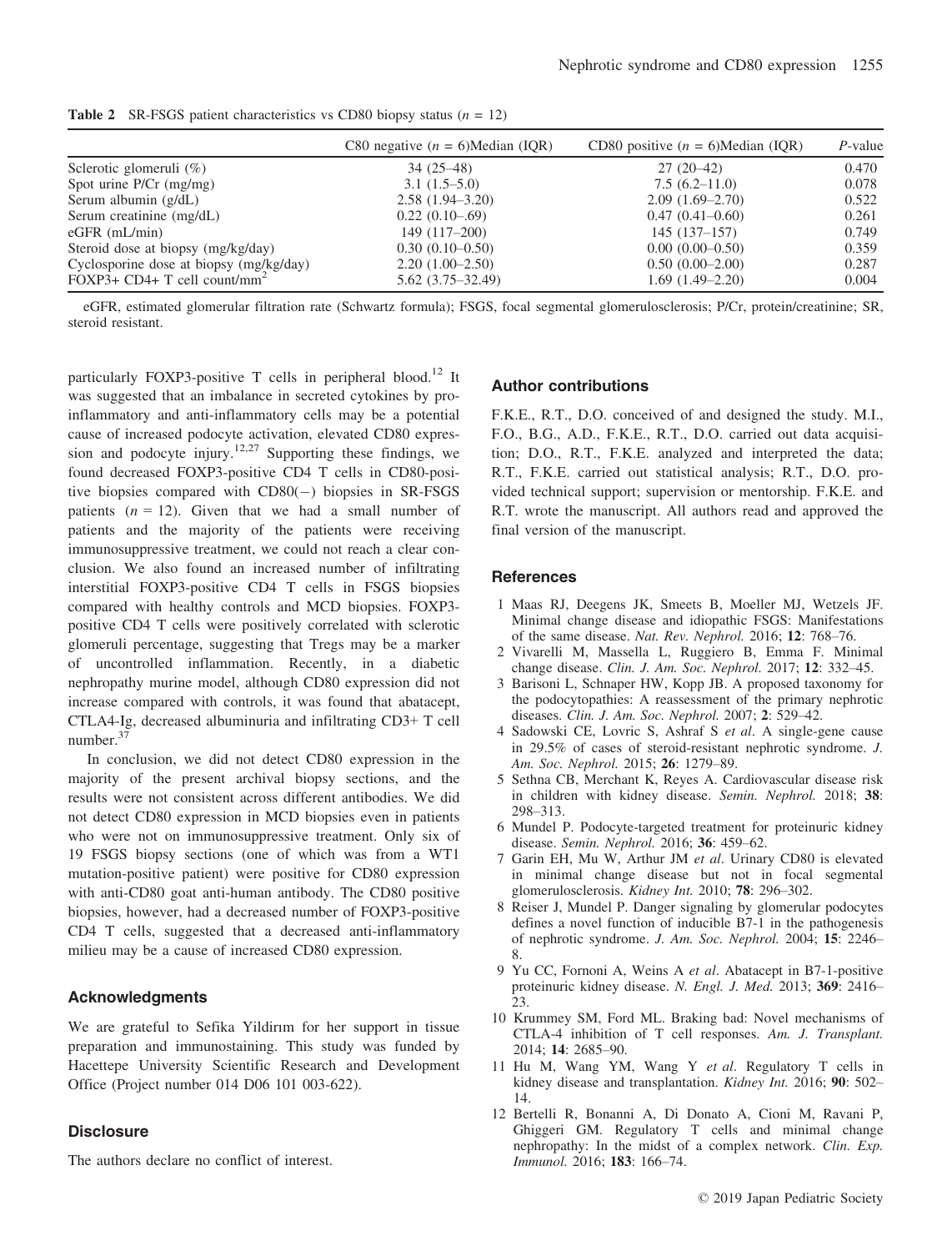**Table 2** SR-FSGS patient characteristics vs CD80 biopsy status ($n = 12$)

| | C80 negative ($n = 6$)Median (IQR) | CD80 positive ($n = 6$)Median (IQR) | *P*-value |
|---|---|---|---|
| Sclerotic glomeruli (%) | 34 (25–48) | 27 (20–42) | 0.470 |
| Spot urine P/Cr (mg/mg) | 3.1 (1.5–5.0) | 7.5 (6.2–11.0) | 0.078 |
| Serum albumin (g/dL) | 2.58 (1.94–3.20) | 2.09 (1.69–2.70) | 0.522 |
| Serum creatinine (mg/dL) | 0.22 (0.10–.69) | 0.47 (0.41–0.60) | 0.261 |
| eGFR (mL/min) | 149 (117–200) | 145 (137–157) | 0.749 |
| Steroid dose at biopsy (mg/kg/day) | 0.30 (0.10–0.50) | 0.00 (0.00–0.50) | 0.359 |
| Cyclosporine dose at biopsy (mg/kg/day) | 2.20 (1.00–2.50) | 0.50 (0.00–2.00) | 0.287 |
| FOXP3+ CD4+ T cell count/mm$^2$ | 5.62 (3.75–32.49) | 1.69 (1.49–2.20) | 0.004 |

eGFR, estimated glomerular filtration rate (Schwartz formula); FSGS, focal segmental glomerulosclerosis; P/Cr, protein/creatinine; SR, steroid resistant.

particularly FOXP3-positive T cells in peripheral blood.[12] It was suggested that an imbalance in secreted cytokines by pro-inflammatory and anti-inflammatory cells may be a potential cause of increased podocyte activation, elevated CD80 expression and podocyte injury.[12,27] Supporting these findings, we found decreased FOXP3-positive CD4 T cells in CD80-positive biopsies compared with CD80(−) biopsies in SR-FSGS patients ($n = 12$). Given that we had a small number of patients and the majority of the patients were receiving immunosuppressive treatment, we could not reach a clear conclusion. We also found an increased number of infiltrating interstitial FOXP3-positive CD4 T cells in FSGS biopsies compared with healthy controls and MCD biopsies. FOXP3-positive CD4 T cells were positively correlated with sclerotic glomeruli percentage, suggesting that Tregs may be a marker of uncontrolled inflammation. Recently, in a diabetic nephropathy murine model, although CD80 expression did not increase compared with controls, it was found that abatacept, CTLA4-Ig, decreased albuminuria and infiltrating CD3+ T cell number.[37]

In conclusion, we did not detect CD80 expression in the majority of the present archival biopsy sections, and the results were not consistent across different antibodies. We did not detect CD80 expression in MCD biopsies even in patients who were not on immunosuppressive treatment. Only six of 19 FSGS biopsy sections (one of which was from a WT1 mutation-positive patient) were positive for CD80 expression with anti-CD80 goat anti-human antibody. The CD80 positive biopsies, however, had a decreased number of FOXP3-positive CD4 T cells, suggested that a decreased anti-inflammatory milieu may be a cause of increased CD80 expression.

## Acknowledgments

We are grateful to Sefika Yildirım for her support in tissue preparation and immunostaining. This study was funded by Hacettepe University Scientific Research and Development Office (Project number 014 D06 101 003-622).

## Disclosure

The authors declare no conflict of interest.

## Author contributions

F.K.E., R.T., D.O. conceived of and designed the study. M.I., F.O., B.G., A.D., F.K.E., R.T., D.O. carried out data acquisition; D.O., R.T., F.K.E. analyzed and interpreted the data; R.T., F.K.E. carried out statistical analysis; R.T., D.O. provided technical support; supervision or mentorship. F.K.E. and R.T. wrote the manuscript. All authors read and approved the final version of the manuscript.

## References

1. Maas RJ, Deegens JK, Smeets B, Moeller MJ, Wetzels JF. Minimal change disease and idiopathic FSGS: Manifestations of the same disease. *Nat. Rev. Nephrol.* 2016; **12**: 768–76.
2. Vivarelli M, Massella L, Ruggiero B, Emma F. Minimal change disease. *Clin. J. Am. Soc. Nephrol.* 2017; **12**: 332–45.
3. Barisoni L, Schnaper HW, Kopp JB. A proposed taxonomy for the podocytopathies: A reassessment of the primary nephrotic diseases. *Clin. J. Am. Soc. Nephrol.* 2007; **2**: 529–42.
4. Sadowski CE, Lovric S, Ashraf S *et al*. A single-gene cause in 29.5% of cases of steroid-resistant nephrotic syndrome. *J. Am. Soc. Nephrol.* 2015; **26**: 1279–89.
5. Sethna CB, Merchant K, Reyes A. Cardiovascular disease risk in children with kidney disease. *Semin. Nephrol.* 2018; **38**: 298–313.
6. Mundel P. Podocyte-targeted treatment for proteinuric kidney disease. *Semin. Nephrol.* 2016; **36**: 459–62.
7. Garin EH, Mu W, Arthur JM *et al*. Urinary CD80 is elevated in minimal change disease but not in focal segmental glomerulosclerosis. *Kidney Int.* 2010; **78**: 296–302.
8. Reiser J, Mundel P. Danger signaling by glomerular podocytes defines a novel function of inducible B7-1 in the pathogenesis of nephrotic syndrome. *J. Am. Soc. Nephrol.* 2004; **15**: 2246–8.
9. Yu CC, Fornoni A, Weins A *et al*. Abatacept in B7-1-positive proteinuric kidney disease. *N. Engl. J. Med.* 2013; **369**: 2416–23.
10. Krummey SM, Ford ML. Braking bad: Novel mechanisms of CTLA-4 inhibition of T cell responses. *Am. J. Transplant.* 2014; **14**: 2685–90.
11. Hu M, Wang YM, Wang Y *et al*. Regulatory T cells in kidney disease and transplantation. *Kidney Int.* 2016; **90**: 502–14.
12. Bertelli R, Bonanni A, Di Donato A, Cioni M, Ravani P, Ghiggeri GM. Regulatory T cells and minimal change nephropathy: In the midst of a complex network. *Clin. Exp. Immunol.* 2016; **183**: 166–74.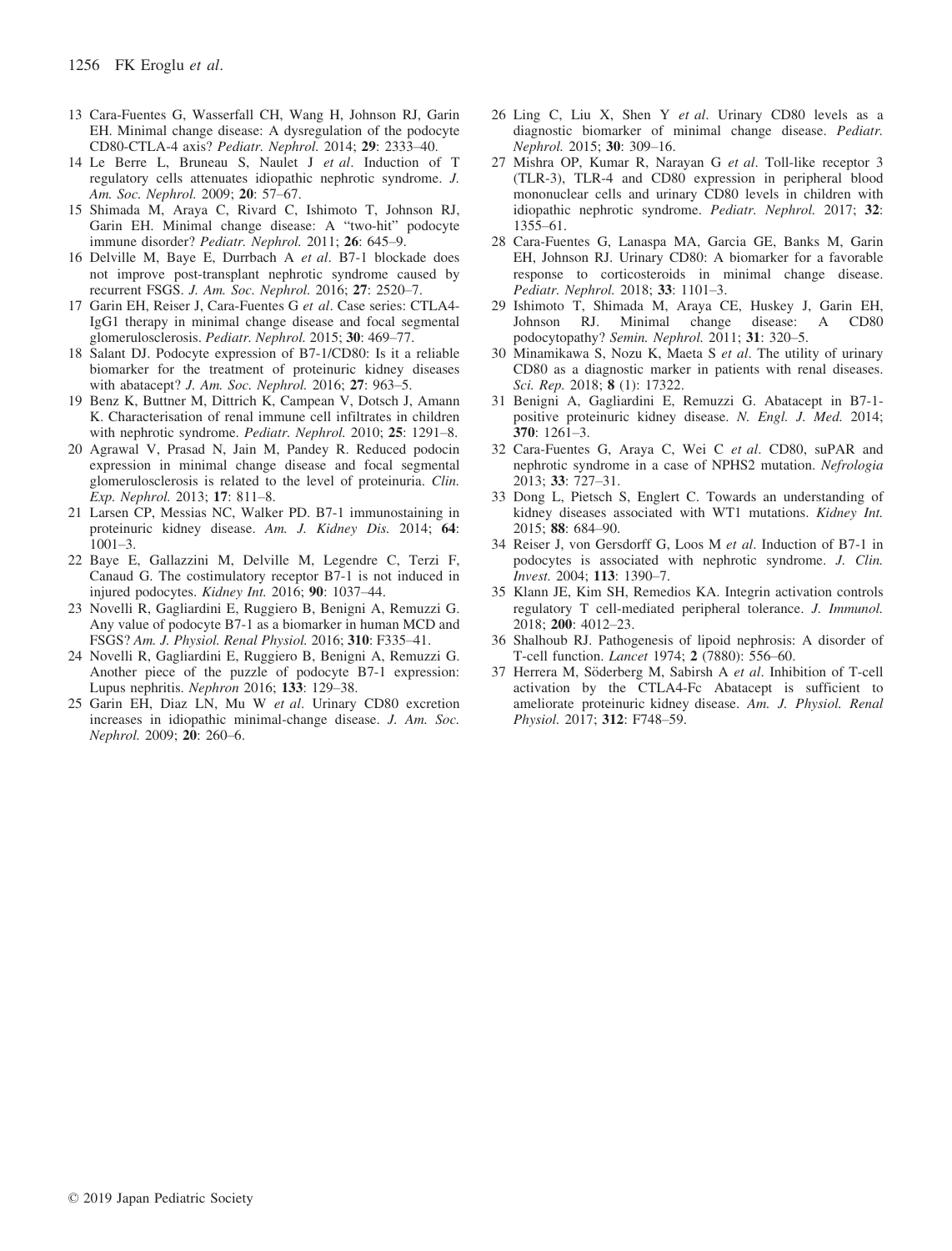13 Cara-Fuentes G, Wasserfall CH, Wang H, Johnson RJ, Garin EH. Minimal change disease: A dysregulation of the podocyte CD80-CTLA-4 axis? *Pediatr. Nephrol.* 2014; **29**: 2333–40.

14 Le Berre L, Bruneau S, Naulet J *et al*. Induction of T regulatory cells attenuates idiopathic nephrotic syndrome. *J. Am. Soc. Nephrol.* 2009; **20**: 57–67.

15 Shimada M, Araya C, Rivard C, Ishimoto T, Johnson RJ, Garin EH. Minimal change disease: A "two-hit" podocyte immune disorder? *Pediatr. Nephrol.* 2011; **26**: 645–9.

16 Delville M, Baye E, Durrbach A *et al*. B7-1 blockade does not improve post-transplant nephrotic syndrome caused by recurrent FSGS. *J. Am. Soc. Nephrol.* 2016; **27**: 2520–7.

17 Garin EH, Reiser J, Cara-Fuentes G *et al*. Case series: CTLA4-IgG1 therapy in minimal change disease and focal segmental glomerulosclerosis. *Pediatr. Nephrol.* 2015; **30**: 469–77.

18 Salant DJ. Podocyte expression of B7-1/CD80: Is it a reliable biomarker for the treatment of proteinuric kidney diseases with abatacept? *J. Am. Soc. Nephrol.* 2016; **27**: 963–5.

19 Benz K, Buttner M, Dittrich K, Campean V, Dotsch J, Amann K. Characterisation of renal immune cell infiltrates in children with nephrotic syndrome. *Pediatr. Nephrol.* 2010; **25**: 1291–8.

20 Agrawal V, Prasad N, Jain M, Pandey R. Reduced podocin expression in minimal change disease and focal segmental glomerulosclerosis is related to the level of proteinuria. *Clin. Exp. Nephrol.* 2013; **17**: 811–8.

21 Larsen CP, Messias NC, Walker PD. B7-1 immunostaining in proteinuric kidney disease. *Am. J. Kidney Dis.* 2014; **64**: 1001–3.

22 Baye E, Gallazzini M, Delville M, Legendre C, Terzi F, Canaud G. The costimulatory receptor B7-1 is not induced in injured podocytes. *Kidney Int.* 2016; **90**: 1037–44.

23 Novelli R, Gagliardini E, Ruggiero B, Benigni A, Remuzzi G. Any value of podocyte B7-1 as a biomarker in human MCD and FSGS? *Am. J. Physiol. Renal Physiol.* 2016; **310**: F335–41.

24 Novelli R, Gagliardini E, Ruggiero B, Benigni A, Remuzzi G. Another piece of the puzzle of podocyte B7-1 expression: Lupus nephritis. *Nephron* 2016; **133**: 129–38.

25 Garin EH, Diaz LN, Mu W *et al*. Urinary CD80 excretion increases in idiopathic minimal-change disease. *J. Am. Soc. Nephrol.* 2009; **20**: 260–6.

26 Ling C, Liu X, Shen Y *et al*. Urinary CD80 levels as a diagnostic biomarker of minimal change disease. *Pediatr. Nephrol.* 2015; **30**: 309–16.

27 Mishra OP, Kumar R, Narayan G *et al*. Toll-like receptor 3 (TLR-3), TLR-4 and CD80 expression in peripheral blood mononuclear cells and urinary CD80 levels in children with idiopathic nephrotic syndrome. *Pediatr. Nephrol.* 2017; **32**: 1355–61.

28 Cara-Fuentes G, Lanaspa MA, Garcia GE, Banks M, Garin EH, Johnson RJ. Urinary CD80: A biomarker for a favorable response to corticosteroids in minimal change disease. *Pediatr. Nephrol.* 2018; **33**: 1101–3.

29 Ishimoto T, Shimada M, Araya CE, Huskey J, Garin EH, Johnson RJ. Minimal change disease: A CD80 podocytopathy? *Semin. Nephrol.* 2011; **31**: 320–5.

30 Minamikawa S, Nozu K, Maeta S *et al*. The utility of urinary CD80 as a diagnostic marker in patients with renal diseases. *Sci. Rep.* 2018; **8** (1): 17322.

31 Benigni A, Gagliardini E, Remuzzi G. Abatacept in B7-1-positive proteinuric kidney disease. *N. Engl. J. Med.* 2014; **370**: 1261–3.

32 Cara-Fuentes G, Araya C, Wei C *et al*. CD80, suPAR and nephrotic syndrome in a case of NPHS2 mutation. *Nefrologia* 2013; **33**: 727–31.

33 Dong L, Pietsch S, Englert C. Towards an understanding of kidney diseases associated with WT1 mutations. *Kidney Int.* 2015; **88**: 684–90.

34 Reiser J, von Gersdorff G, Loos M *et al*. Induction of B7-1 in podocytes is associated with nephrotic syndrome. *J. Clin. Invest.* 2004; **113**: 1390–7.

35 Klann JE, Kim SH, Remedios KA. Integrin activation controls regulatory T cell-mediated peripheral tolerance. *J. Immunol.* 2018; **200**: 4012–23.

36 Shalhoub RJ. Pathogenesis of lipoid nephrosis: A disorder of T-cell function. *Lancet* 1974; **2** (7880): 556–60.

37 Herrera M, Söderberg M, Sabirsh A *et al*. Inhibition of T-cell activation by the CTLA4-Fc Abatacept is sufficient to ameliorate proteinuric kidney disease. *Am. J. Physiol. Renal Physiol.* 2017; **312**: F748–59.